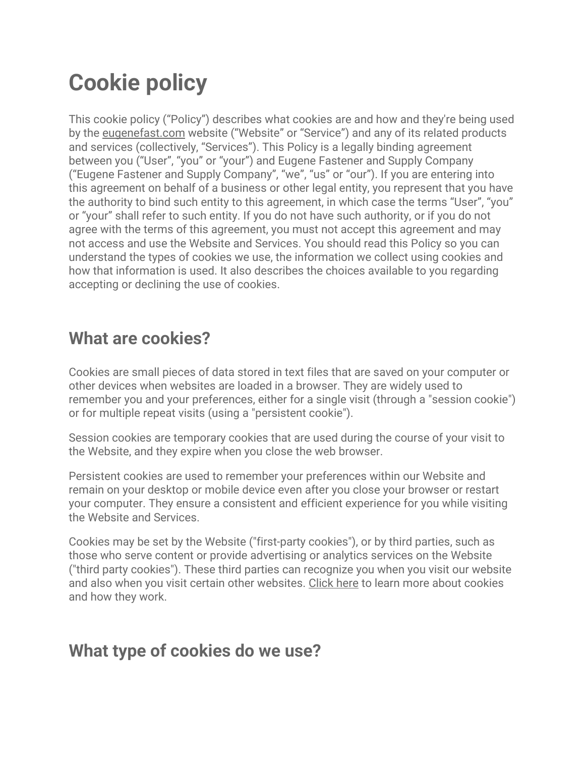# Cookie policy

This cookie policy ("Policy") describes what cookies are and how and they're being used by the eugenefast.com website ("Website" or "Service") and any of its related products and services (collectively, "Services"). This Policy is a legally binding agreement between you ("User", "you" or "your") and Eugene Fastener and Supply Company ("Eugene Fastener and Supply Company", "we", "us" or "our"). If you are entering into this agreement on behalf of a business or other legal entity, you represent that you have the authority to bind such entity to this agreement, in which case the terms "User", "you" or "your" shall refer to such entity. If you do not have such authority, or if you do not agree with the terms of this agreement, you must not accept this agreement and may not access and use the Website and Services. You should read this Policy so you can understand the types of cookies we use, the information we collect using cookies and how that information is used. It also describes the choices available to you regarding accepting or declining the use of cookies.

## What are cookies?

Cookies are small pieces of data stored in text files that are saved on your computer or other devices when websites are loaded in a browser. They are widely used to remember you and your preferences, either for a single visit (through a "session cookie") or for multiple repeat visits (using a "persistent cookie").

Session cookies are temporary cookies that are used during the course of your visit to the Website, and they expire when you close the web browser.

Persistent cookies are used to remember your preferences within our Website and remain on your desktop or mobile device even after you close your browser or restart your computer. They ensure a consistent and efficient experience for you while visiting the Website and Services.

Cookies may be set by the Website ("first-party cookies"), or by third parties, such as those who serve content or provide advertising or analytics services on the Website ("third party cookies"). These third parties can recognize you when you visit our website and also when you visit certain other websites. Click here to learn more about cookies and how they work.

## What type of cookies do we use?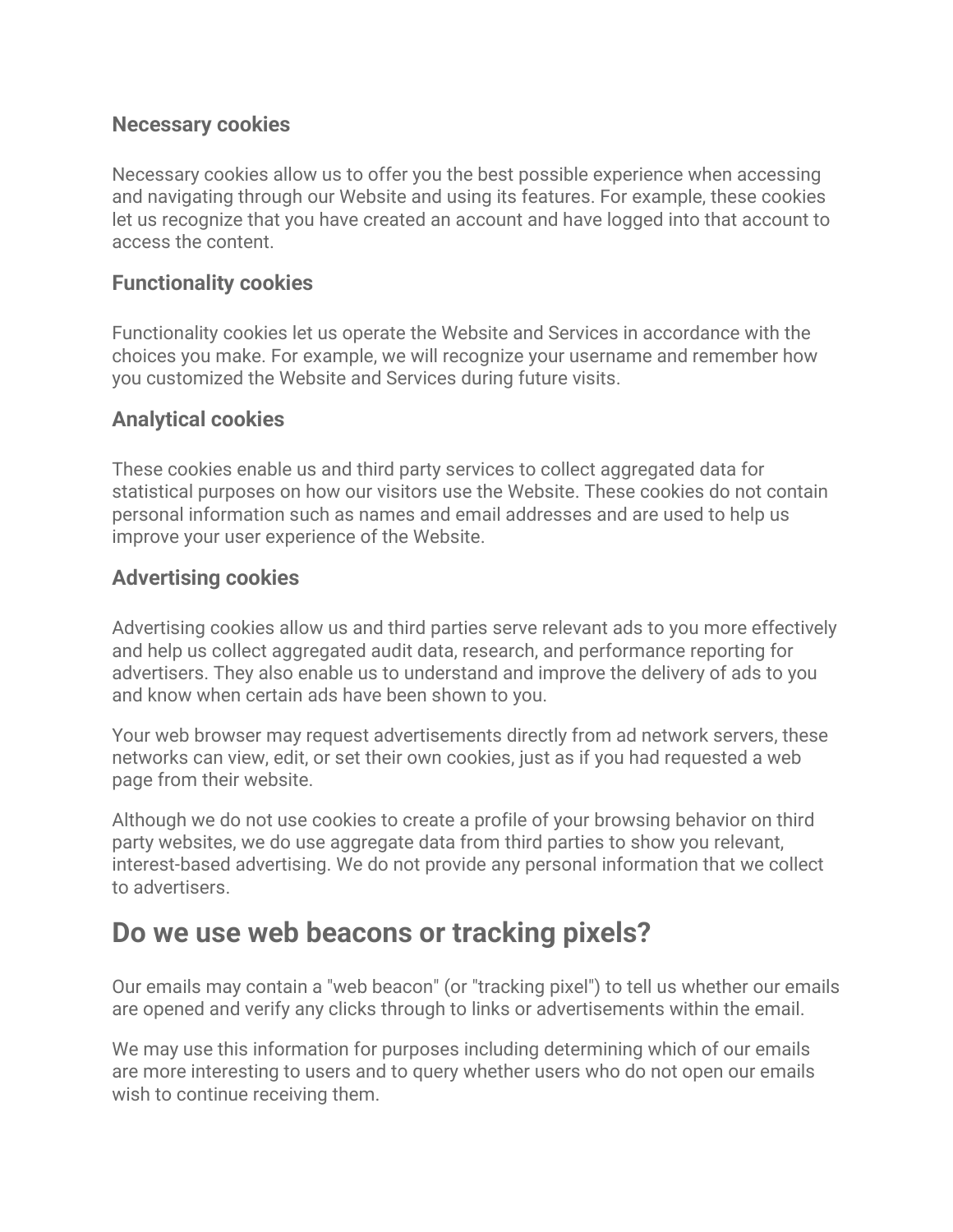### Necessary cookies

Necessary cookies allow us to offer you the best possible experience when accessing and navigating through our Website and using its features. For example, these cookies let us recognize that you have created an account and have logged into that account to access the content.

### Functionality cookies

Functionality cookies let us operate the Website and Services in accordance with the choices you make. For example, we will recognize your username and remember how you customized the Website and Services during future visits.

### Analytical cookies

These cookies enable us and third party services to collect aggregated data for statistical purposes on how our visitors use the Website. These cookies do not contain personal information such as names and email addresses and are used to help us improve your user experience of the Website.

### Advertising cookies

Advertising cookies allow us and third parties serve relevant ads to you more effectively and help us collect aggregated audit data, research, and performance reporting for advertisers. They also enable us to understand and improve the delivery of ads to you and know when certain ads have been shown to you.

Your web browser may request advertisements directly from ad network servers, these networks can view, edit, or set their own cookies, just as if you had requested a web page from their website.

Although we do not use cookies to create a profile of your browsing behavior on third party websites, we do use aggregate data from third parties to show you relevant, interest-based advertising. We do not provide any personal information that we collect to advertisers.

## Do we use web beacons or tracking pixels?

Our emails may contain a "web beacon" (or "tracking pixel") to tell us whether our emails are opened and verify any clicks through to links or advertisements within the email.

We may use this information for purposes including determining which of our emails are more interesting to users and to query whether users who do not open our emails wish to continue receiving them.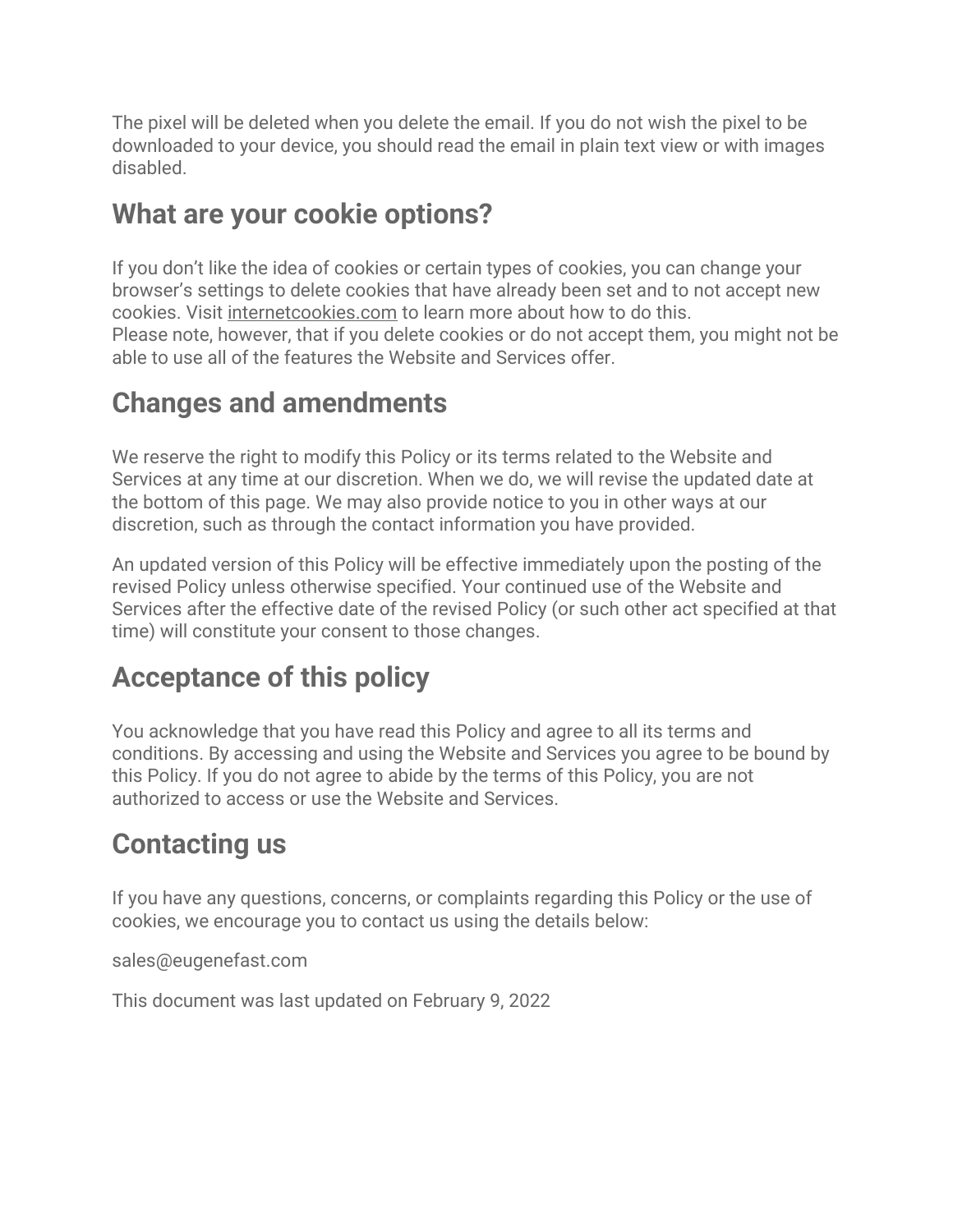The pixel will be deleted when you delete the email. If you do not wish the pixel to be downloaded to your device, you should read the email in plain text view or with images disabled.

## What are your cookie options?

If you don't like the idea of cookies or certain types of cookies, you can change your browser's settings to delete cookies that have already been set and to not accept new cookies. Visit internetcookies.com to learn more about how to do this.
Please note, however, that if you delete cookies or do not accept them, you might not be able to use all of the features the Website and Services offer.

## Changes and amendments

We reserve the right to modify this Policy or its terms related to the Website and Services at any time at our discretion. When we do, we will revise the updated date at the bottom of this page. We may also provide notice to you in other ways at our discretion, such as through the contact information you have provided.

An updated version of this Policy will be effective immediately upon the posting of the revised Policy unless otherwise specified. Your continued use of the Website and Services after the effective date of the revised Policy (or such other act specified at that time) will constitute your consent to those changes.

## Acceptance of this policy

You acknowledge that you have read this Policy and agree to all its terms and conditions. By accessing and using the Website and Services you agree to be bound by this Policy. If you do not agree to abide by the terms of this Policy, you are not authorized to access or use the Website and Services.

## Contacting us

If you have any questions, concerns, or complaints regarding this Policy or the use of cookies, we encourage you to contact us using the details below:

sales@eugenefast.com

This document was last updated on February 9, 2022